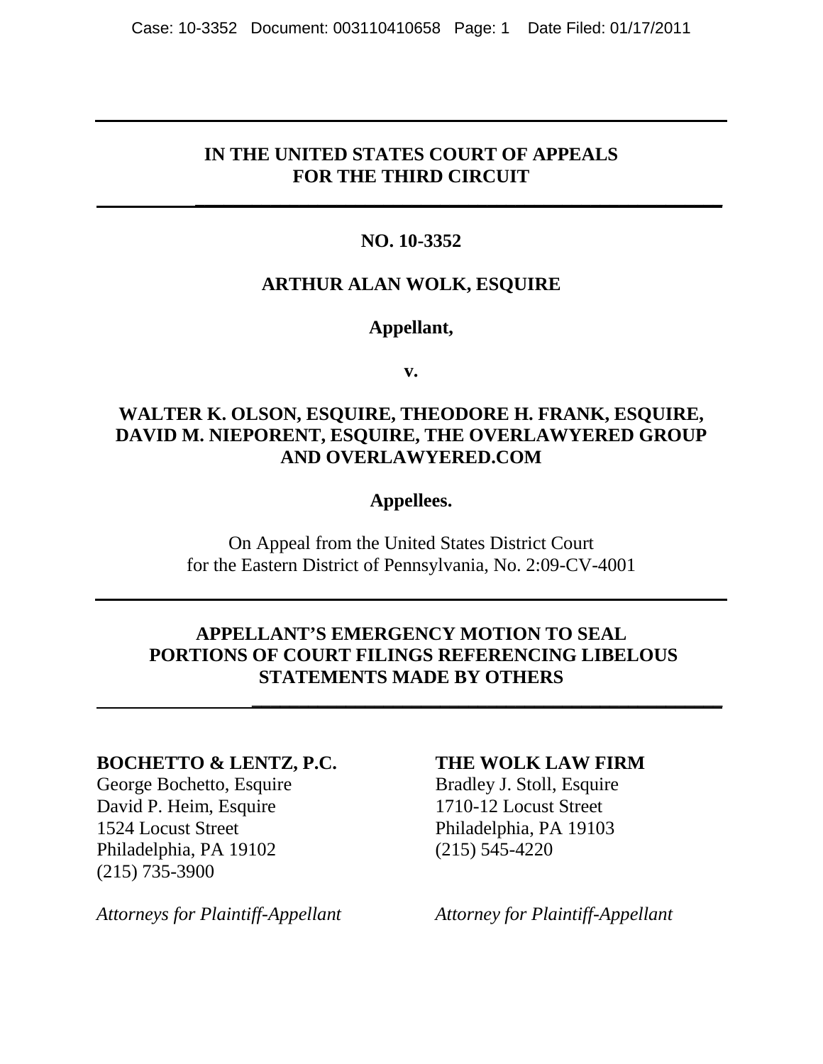**IN THE UNITED STATES COURT OF APPEALS**
**FOR THE THIRD CIRCUIT**

---

**NO. 10-3352**

**ARTHUR ALAN WOLK, ESQUIRE**

**Appellant,**

**v.**

**WALTER K. OLSON, ESQUIRE, THEODORE H. FRANK, ESQUIRE, DAVID M. NIEPORENT, ESQUIRE, THE OVERLAWYERED GROUP AND OVERLAWYERED.COM**

**Appellees.**

On Appeal from the United States District Court
for the Eastern District of Pennsylvania, No. 2:09-CV-4001

---

**APPELLANT'S EMERGENCY MOTION TO SEAL PORTIONS OF COURT FILINGS REFERENCING LIBELOUS STATEMENTS MADE BY OTHERS**

---

**BOCHETTO & LENTZ, P.C.**
George Bochetto, Esquire
David P. Heim, Esquire
1524 Locust Street
Philadelphia, PA 19102
(215) 735-3900

*Attorneys for Plaintiff-Appellant*

**THE WOLK LAW FIRM**
Bradley J. Stoll, Esquire
1710-12 Locust Street
Philadelphia, PA 19103
(215) 545-4220

*Attorney for Plaintiff-Appellant*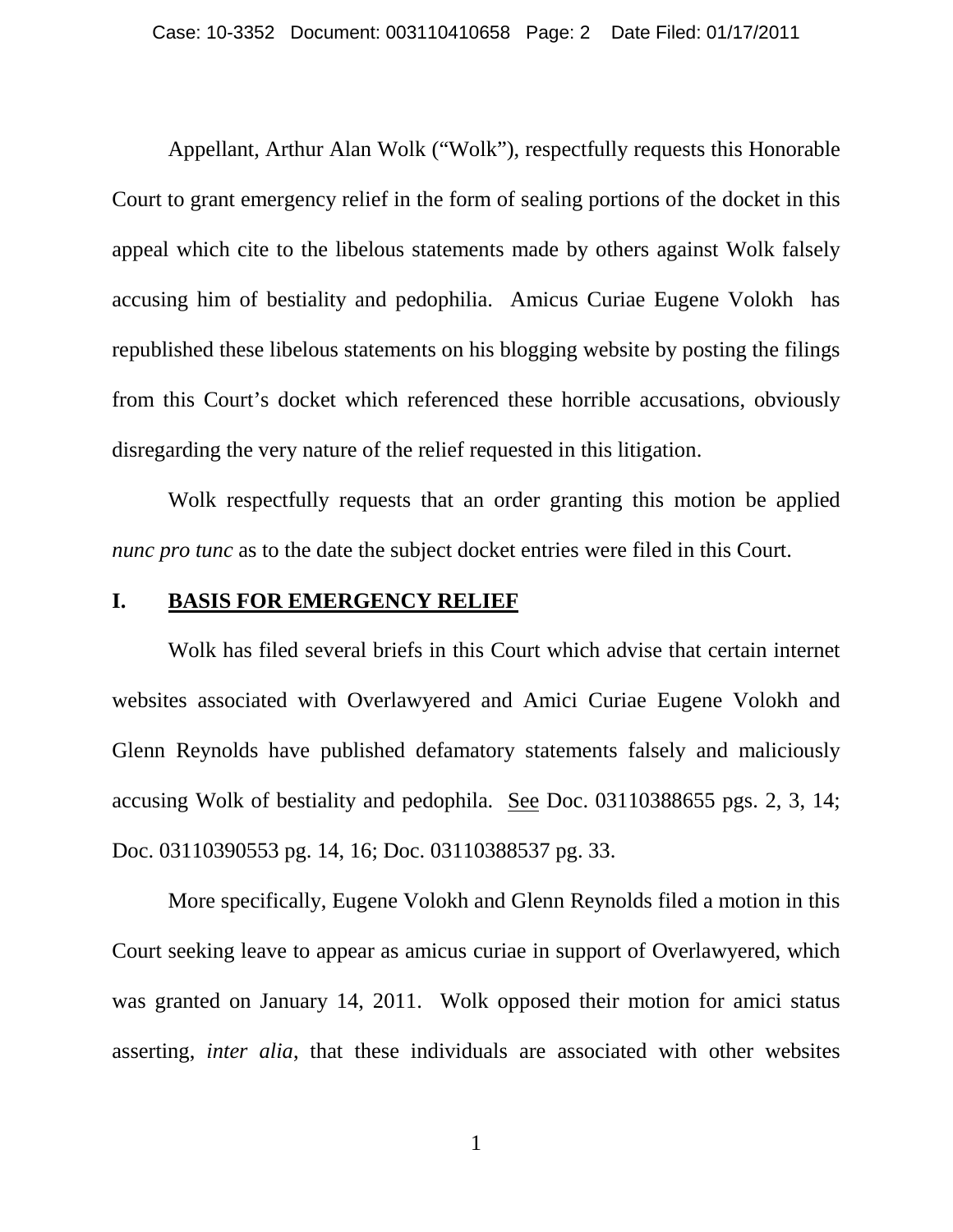Appellant, Arthur Alan Wolk ("Wolk"), respectfully requests this Honorable Court to grant emergency relief in the form of sealing portions of the docket in this appeal which cite to the libelous statements made by others against Wolk falsely accusing him of bestiality and pedophilia. Amicus Curiae Eugene Volokh has republished these libelous statements on his blogging website by posting the filings from this Court's docket which referenced these horrible accusations, obviously disregarding the very nature of the relief requested in this litigation.

Wolk respectfully requests that an order granting this motion be applied *nunc pro tunc* as to the date the subject docket entries were filed in this Court.

## I. BASIS FOR EMERGENCY RELIEF

Wolk has filed several briefs in this Court which advise that certain internet websites associated with Overlawyered and Amici Curiae Eugene Volokh and Glenn Reynolds have published defamatory statements falsely and maliciously accusing Wolk of bestiality and pedophila. See Doc. 03110388655 pgs. 2, 3, 14; Doc. 03110390553 pg. 14, 16; Doc. 03110388537 pg. 33.

More specifically, Eugene Volokh and Glenn Reynolds filed a motion in this Court seeking leave to appear as amicus curiae in support of Overlawyered, which was granted on January 14, 2011. Wolk opposed their motion for amici status asserting, *inter alia*, that these individuals are associated with other websites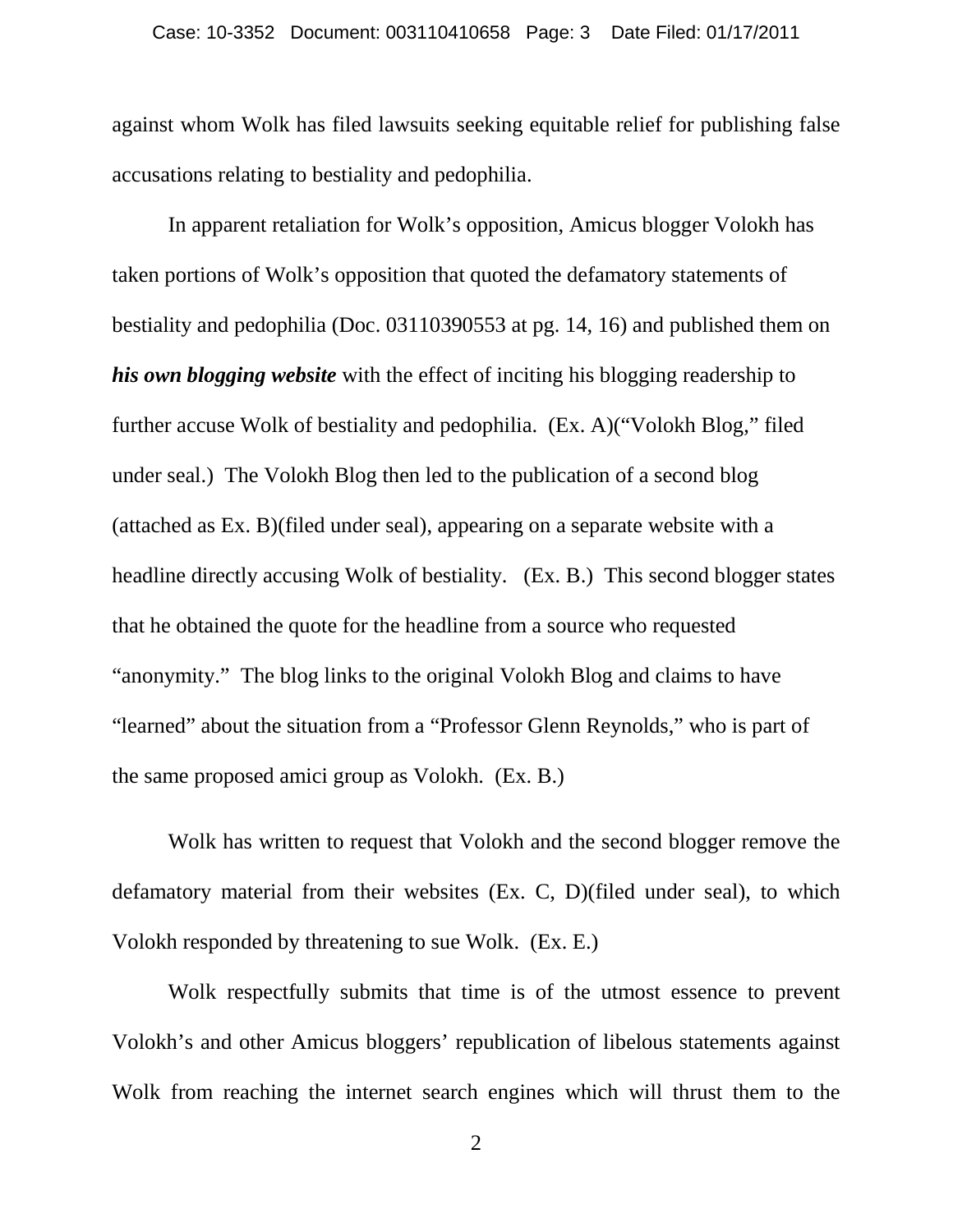against whom Wolk has filed lawsuits seeking equitable relief for publishing false accusations relating to bestiality and pedophilia.

In apparent retaliation for Wolk's opposition, Amicus blogger Volokh has taken portions of Wolk's opposition that quoted the defamatory statements of bestiality and pedophilia (Doc. 03110390553 at pg. 14, 16) and published them on ***his own blogging website*** with the effect of inciting his blogging readership to further accuse Wolk of bestiality and pedophilia. (Ex. A)("Volokh Blog," filed under seal.) The Volokh Blog then led to the publication of a second blog (attached as Ex. B)(filed under seal), appearing on a separate website with a headline directly accusing Wolk of bestiality. (Ex. B.) This second blogger states that he obtained the quote for the headline from a source who requested "anonymity." The blog links to the original Volokh Blog and claims to have "learned" about the situation from a "Professor Glenn Reynolds," who is part of the same proposed amici group as Volokh. (Ex. B.)

Wolk has written to request that Volokh and the second blogger remove the defamatory material from their websites (Ex. C, D)(filed under seal), to which Volokh responded by threatening to sue Wolk. (Ex. E.)

Wolk respectfully submits that time is of the utmost essence to prevent Volokh's and other Amicus bloggers' republication of libelous statements against Wolk from reaching the internet search engines which will thrust them to the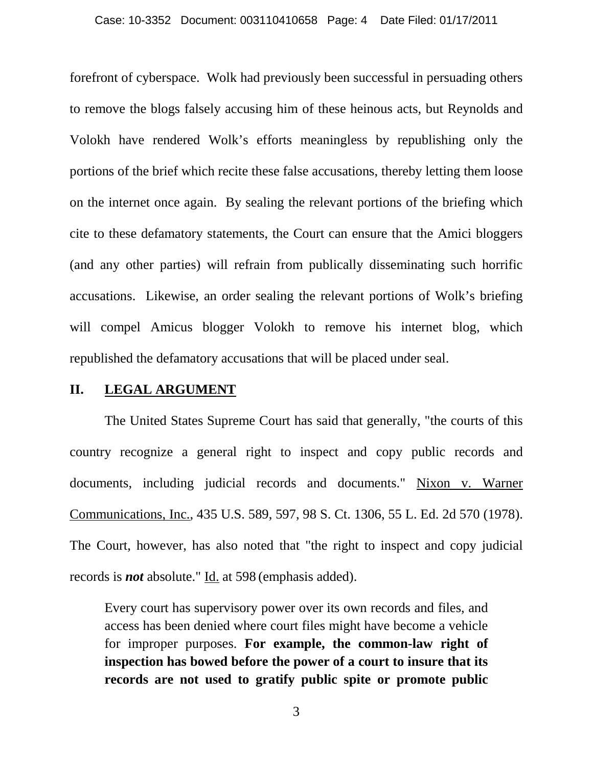forefront of cyberspace. Wolk had previously been successful in persuading others to remove the blogs falsely accusing him of these heinous acts, but Reynolds and Volokh have rendered Wolk's efforts meaningless by republishing only the portions of the brief which recite these false accusations, thereby letting them loose on the internet once again. By sealing the relevant portions of the briefing which cite to these defamatory statements, the Court can ensure that the Amici bloggers (and any other parties) will refrain from publically disseminating such horrific accusations. Likewise, an order sealing the relevant portions of Wolk's briefing will compel Amicus blogger Volokh to remove his internet blog, which republished the defamatory accusations that will be placed under seal.

## II. LEGAL ARGUMENT

The United States Supreme Court has said that generally, "the courts of this country recognize a general right to inspect and copy public records and documents, including judicial records and documents." Nixon v. Warner Communications, Inc., 435 U.S. 589, 597, 98 S. Ct. 1306, 55 L. Ed. 2d 570 (1978). The Court, however, has also noted that "the right to inspect and copy judicial records is ***not*** absolute." Id. at 598 (emphasis added).

> Every court has supervisory power over its own records and files, and access has been denied where court files might have become a vehicle for improper purposes. **For example, the common-law right of inspection has bowed before the power of a court to insure that its records are not used to gratify public spite or promote public**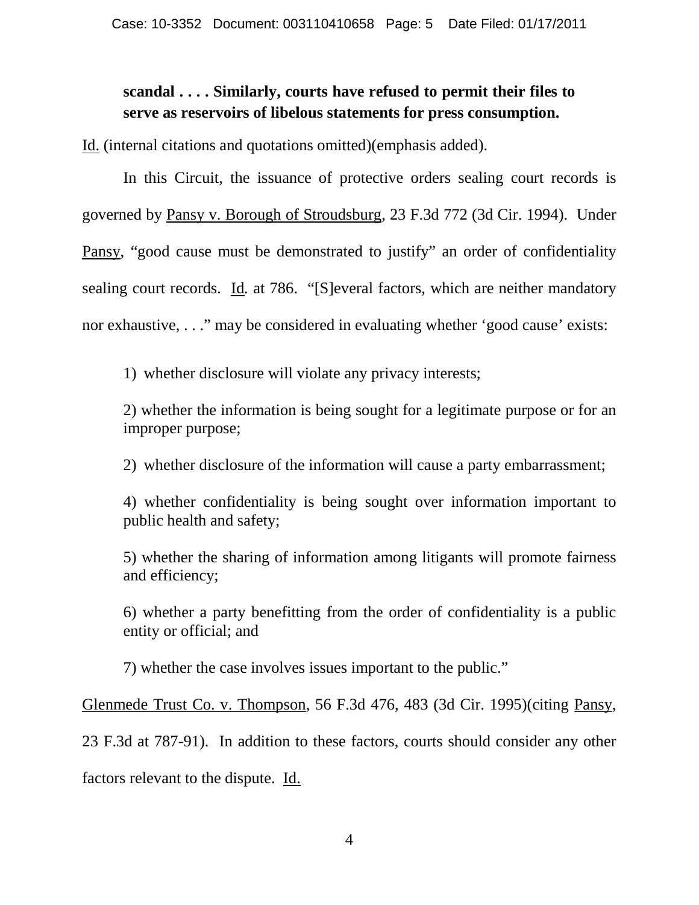**scandal . . . . Similarly, courts have refused to permit their files to serve as reservoirs of libelous statements for press consumption.**

Id. (internal citations and quotations omitted)(emphasis added).

In this Circuit, the issuance of protective orders sealing court records is governed by Pansy v. Borough of Stroudsburg, 23 F.3d 772 (3d Cir. 1994). Under Pansy, "good cause must be demonstrated to justify" an order of confidentiality sealing court records. Id. at 786. "[S]everal factors, which are neither mandatory nor exhaustive, . . ." may be considered in evaluating whether 'good cause' exists:

1) whether disclosure will violate any privacy interests;

2) whether the information is being sought for a legitimate purpose or for an improper purpose;

2) whether disclosure of the information will cause a party embarrassment;

4) whether confidentiality is being sought over information important to public health and safety;

5) whether the sharing of information among litigants will promote fairness and efficiency;

6) whether a party benefitting from the order of confidentiality is a public entity or official; and

7) whether the case involves issues important to the public."

Glenmede Trust Co. v. Thompson, 56 F.3d 476, 483 (3d Cir. 1995)(citing Pansy, 23 F.3d at 787-91). In addition to these factors, courts should consider any other factors relevant to the dispute. Id.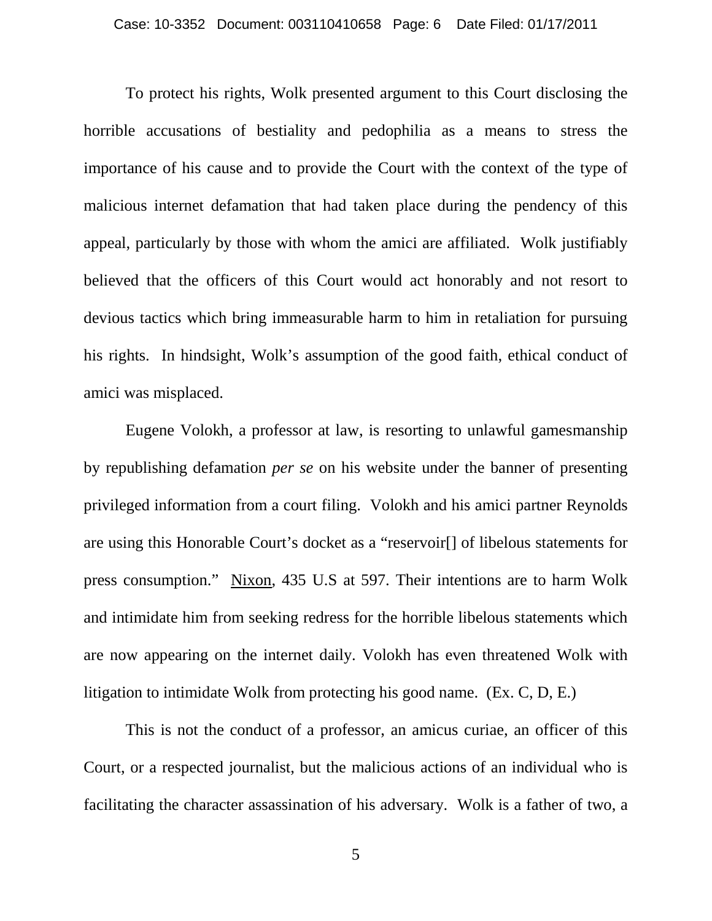To protect his rights, Wolk presented argument to this Court disclosing the horrible accusations of bestiality and pedophilia as a means to stress the importance of his cause and to provide the Court with the context of the type of malicious internet defamation that had taken place during the pendency of this appeal, particularly by those with whom the amici are affiliated. Wolk justifiably believed that the officers of this Court would act honorably and not resort to devious tactics which bring immeasurable harm to him in retaliation for pursuing his rights. In hindsight, Wolk's assumption of the good faith, ethical conduct of amici was misplaced.

Eugene Volokh, a professor at law, is resorting to unlawful gamesmanship by republishing defamation *per se* on his website under the banner of presenting privileged information from a court filing. Volokh and his amici partner Reynolds are using this Honorable Court's docket as a "reservoir[] of libelous statements for press consumption." Nixon, 435 U.S at 597. Their intentions are to harm Wolk and intimidate him from seeking redress for the horrible libelous statements which are now appearing on the internet daily. Volokh has even threatened Wolk with litigation to intimidate Wolk from protecting his good name. (Ex. C, D, E.)

This is not the conduct of a professor, an amicus curiae, an officer of this Court, or a respected journalist, but the malicious actions of an individual who is facilitating the character assassination of his adversary. Wolk is a father of two, a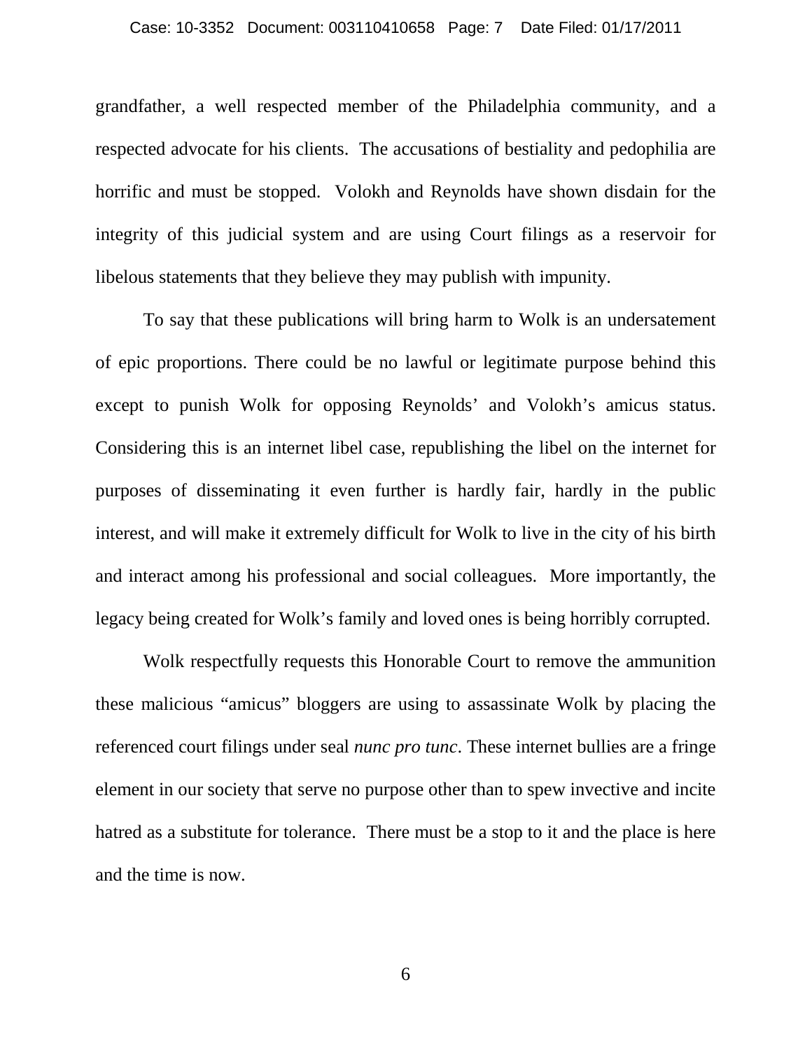grandfather, a well respected member of the Philadelphia community, and a respected advocate for his clients. The accusations of bestiality and pedophilia are horrific and must be stopped. Volokh and Reynolds have shown disdain for the integrity of this judicial system and are using Court filings as a reservoir for libelous statements that they believe they may publish with impunity.

To say that these publications will bring harm to Wolk is an undersatement of epic proportions. There could be no lawful or legitimate purpose behind this except to punish Wolk for opposing Reynolds' and Volokh's amicus status. Considering this is an internet libel case, republishing the libel on the internet for purposes of disseminating it even further is hardly fair, hardly in the public interest, and will make it extremely difficult for Wolk to live in the city of his birth and interact among his professional and social colleagues. More importantly, the legacy being created for Wolk's family and loved ones is being horribly corrupted.

Wolk respectfully requests this Honorable Court to remove the ammunition these malicious "amicus" bloggers are using to assassinate Wolk by placing the referenced court filings under seal *nunc pro tunc*. These internet bullies are a fringe element in our society that serve no purpose other than to spew invective and incite hatred as a substitute for tolerance. There must be a stop to it and the place is here and the time is now.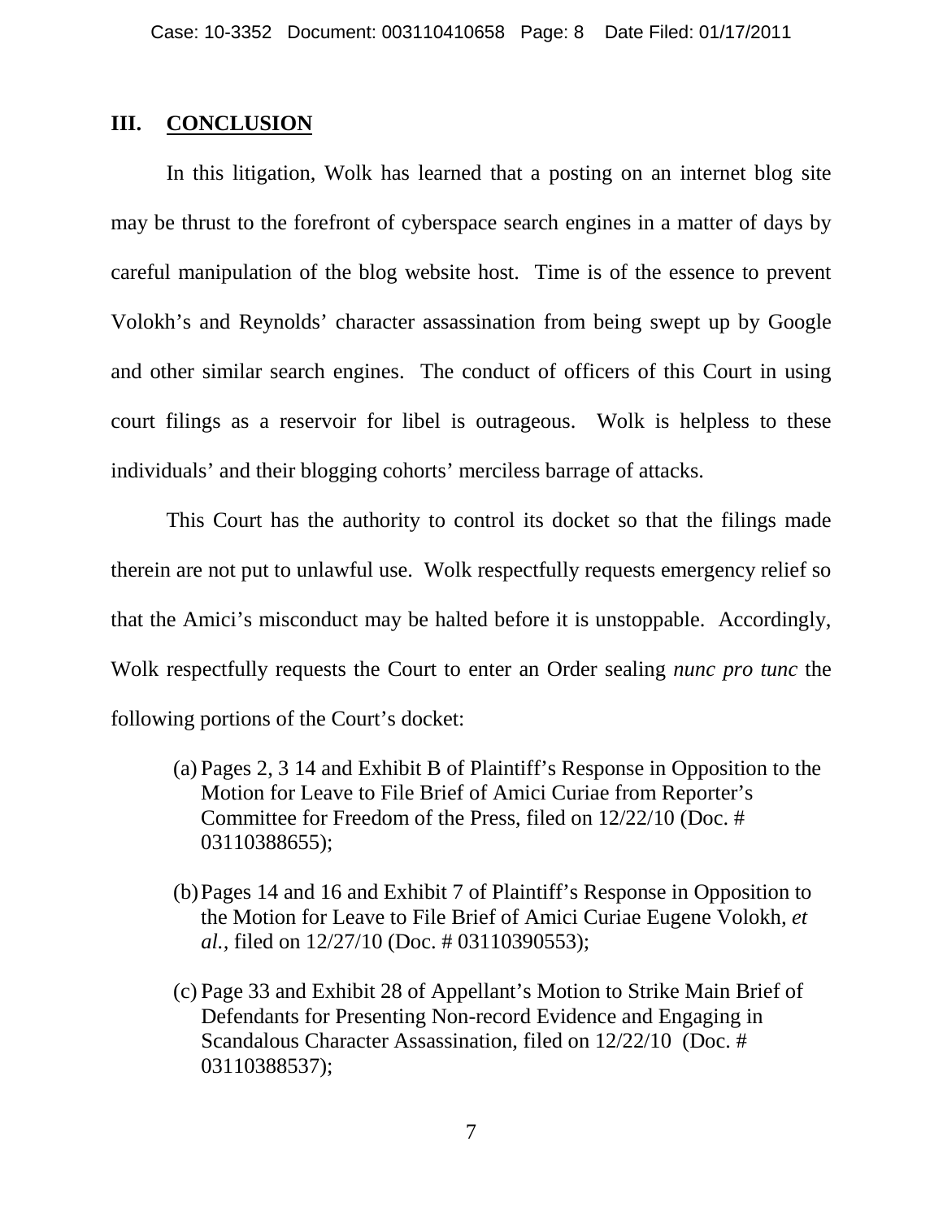## III. CONCLUSION

In this litigation, Wolk has learned that a posting on an internet blog site may be thrust to the forefront of cyberspace search engines in a matter of days by careful manipulation of the blog website host. Time is of the essence to prevent Volokh's and Reynolds' character assassination from being swept up by Google and other similar search engines. The conduct of officers of this Court in using court filings as a reservoir for libel is outrageous. Wolk is helpless to these individuals' and their blogging cohorts' merciless barrage of attacks.

This Court has the authority to control its docket so that the filings made therein are not put to unlawful use. Wolk respectfully requests emergency relief so that the Amici's misconduct may be halted before it is unstoppable. Accordingly, Wolk respectfully requests the Court to enter an Order sealing *nunc pro tunc* the following portions of the Court's docket:

(a) Pages 2, 3 14 and Exhibit B of Plaintiff's Response in Opposition to the Motion for Leave to File Brief of Amici Curiae from Reporter's Committee for Freedom of the Press, filed on 12/22/10 (Doc. # 03110388655);

(b) Pages 14 and 16 and Exhibit 7 of Plaintiff's Response in Opposition to the Motion for Leave to File Brief of Amici Curiae Eugene Volokh, *et al.*, filed on 12/27/10 (Doc. # 03110390553);

(c) Page 33 and Exhibit 28 of Appellant's Motion to Strike Main Brief of Defendants for Presenting Non-record Evidence and Engaging in Scandalous Character Assassination, filed on 12/22/10 (Doc. # 03110388537);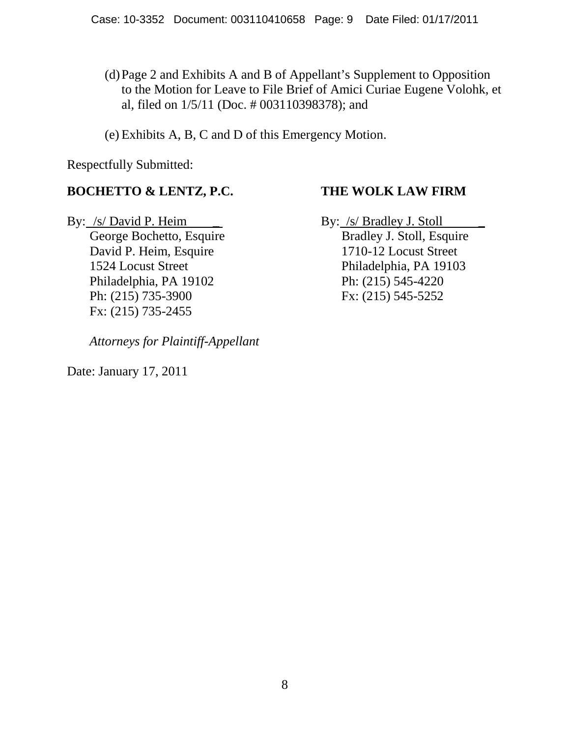(d) Page 2 and Exhibits A and B of Appellant's Supplement to Opposition to the Motion for Leave to File Brief of Amici Curiae Eugene Volohk, et al, filed on 1/5/11 (Doc. # 003110398378); and

(e) Exhibits A, B, C and D of this Emergency Motion.

Respectfully Submitted:

**BOCHETTO & LENTZ, P.C.**

By: /s/ David P. Heim
George Bochetto, Esquire
David P. Heim, Esquire
1524 Locust Street
Philadelphia, PA 19102
Ph: (215) 735-3900
Fx: (215) 735-2455

**THE WOLK LAW FIRM**

By: /s/ Bradley J. Stoll
Bradley J. Stoll, Esquire
1710-12 Locust Street
Philadelphia, PA 19103
Ph: (215) 545-4220
Fx: (215) 545-5252

*Attorneys for Plaintiff-Appellant*

Date: January 17, 2011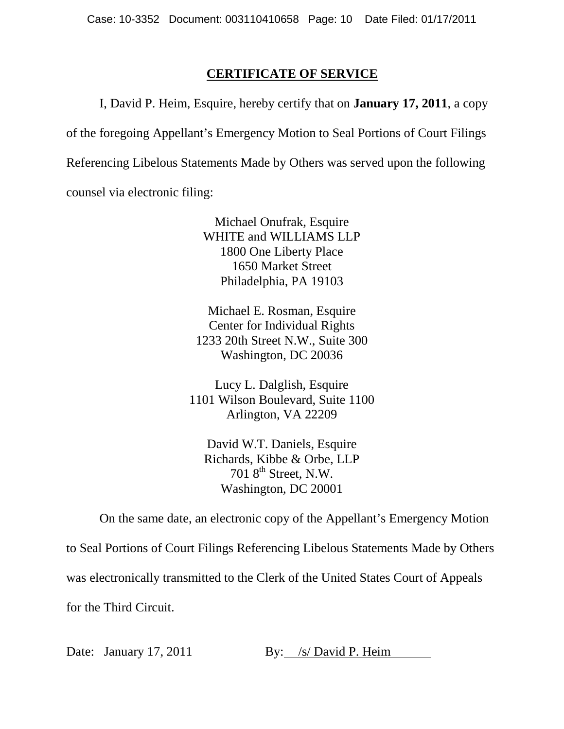## CERTIFICATE OF SERVICE

I, David P. Heim, Esquire, hereby certify that on **January 17, 2011**, a copy of the foregoing Appellant's Emergency Motion to Seal Portions of Court Filings Referencing Libelous Statements Made by Others was served upon the following counsel via electronic filing:

Michael Onufrak, Esquire
WHITE and WILLIAMS LLP
1800 One Liberty Place
1650 Market Street
Philadelphia, PA 19103

Michael E. Rosman, Esquire
Center for Individual Rights
1233 20th Street N.W., Suite 300
Washington, DC 20036

Lucy L. Dalglish, Esquire
1101 Wilson Boulevard, Suite 1100
Arlington, VA 22209

David W.T. Daniels, Esquire
Richards, Kibbe & Orbe, LLP
701 8th Street, N.W.
Washington, DC 20001

On the same date, an electronic copy of the Appellant's Emergency Motion to Seal Portions of Court Filings Referencing Libelous Statements Made by Others was electronically transmitted to the Clerk of the United States Court of Appeals for the Third Circuit.

Date: January 17, 2011 By: /s/ David P. Heim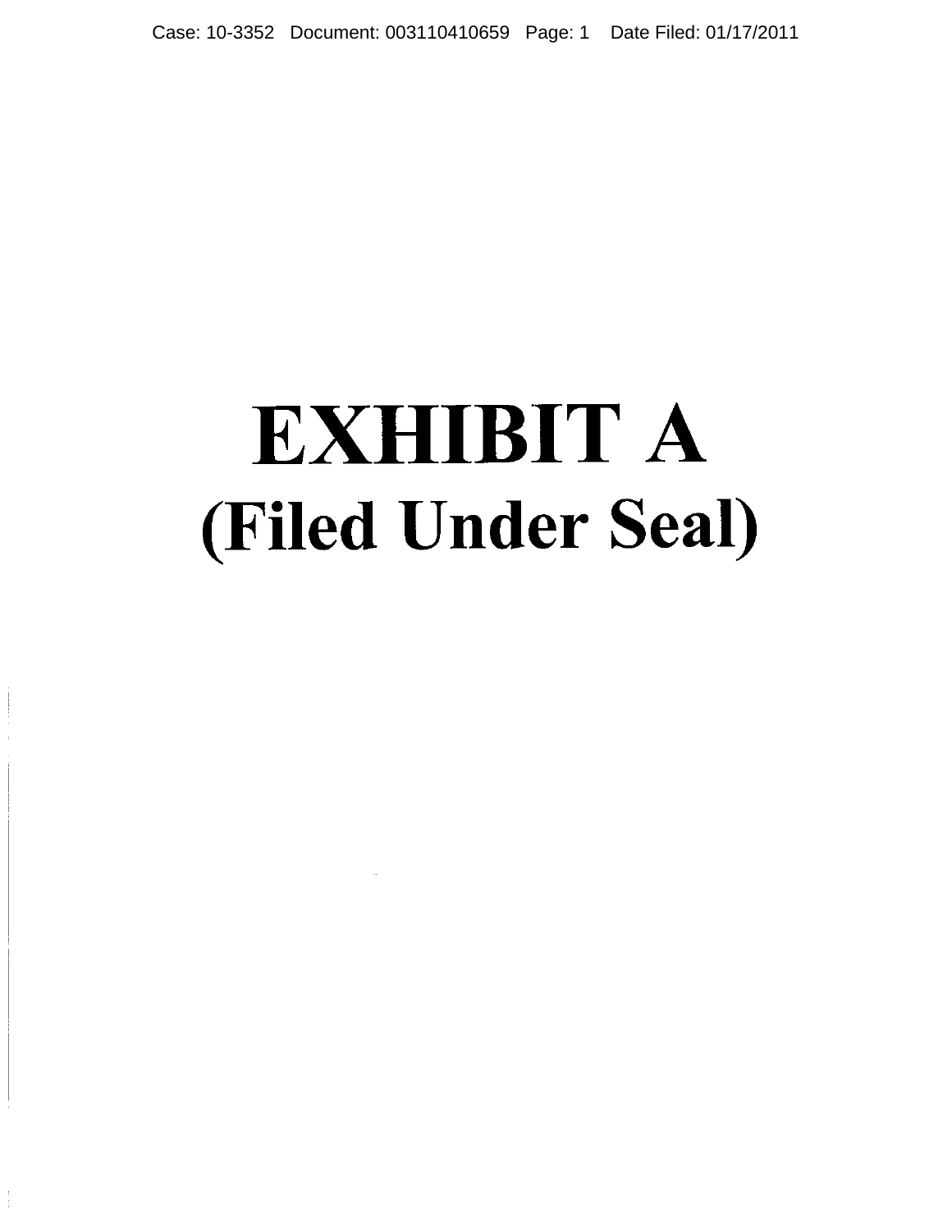# EXHIBIT A

# (Filed Under Seal)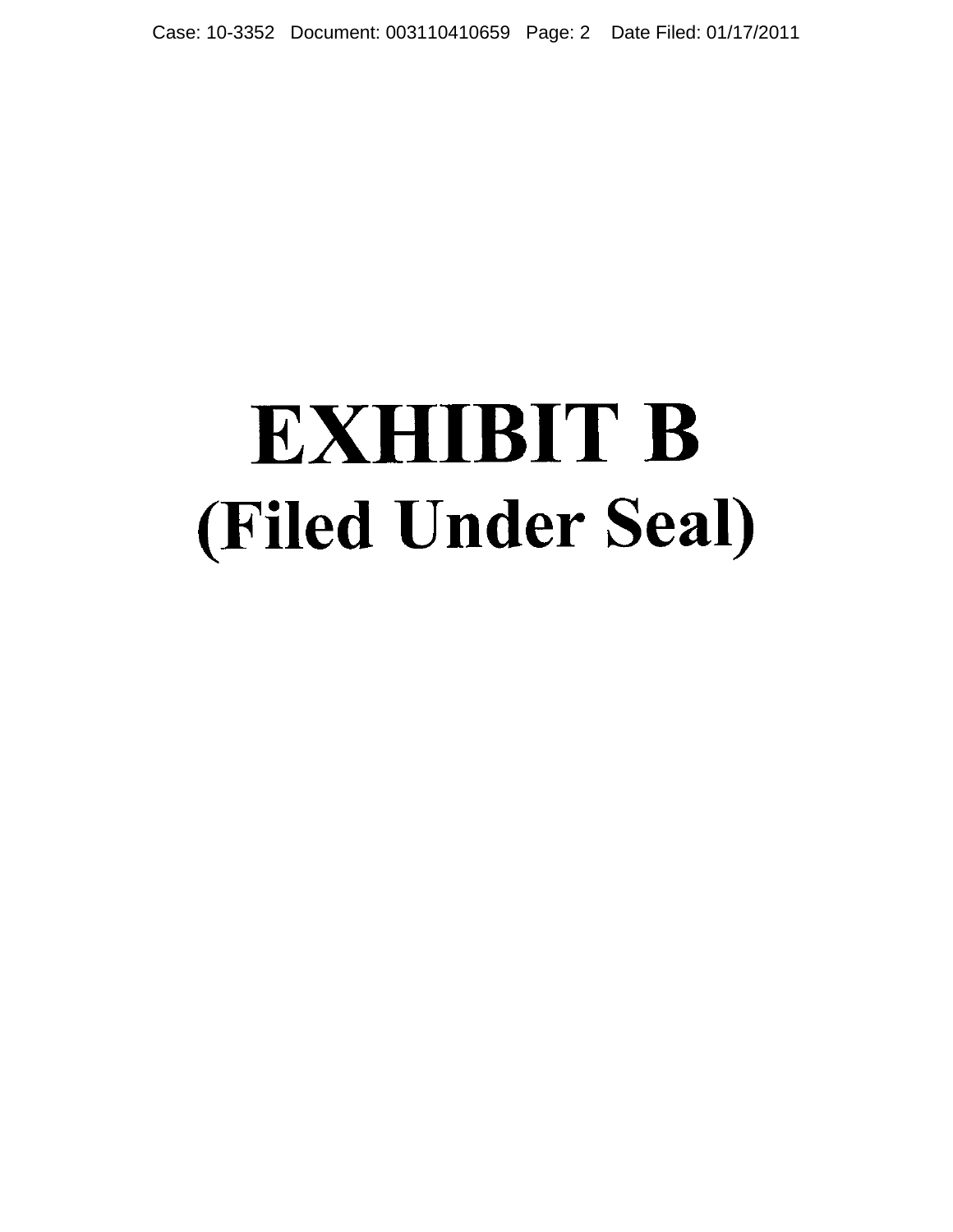# EXHIBIT B
## (Filed Under Seal)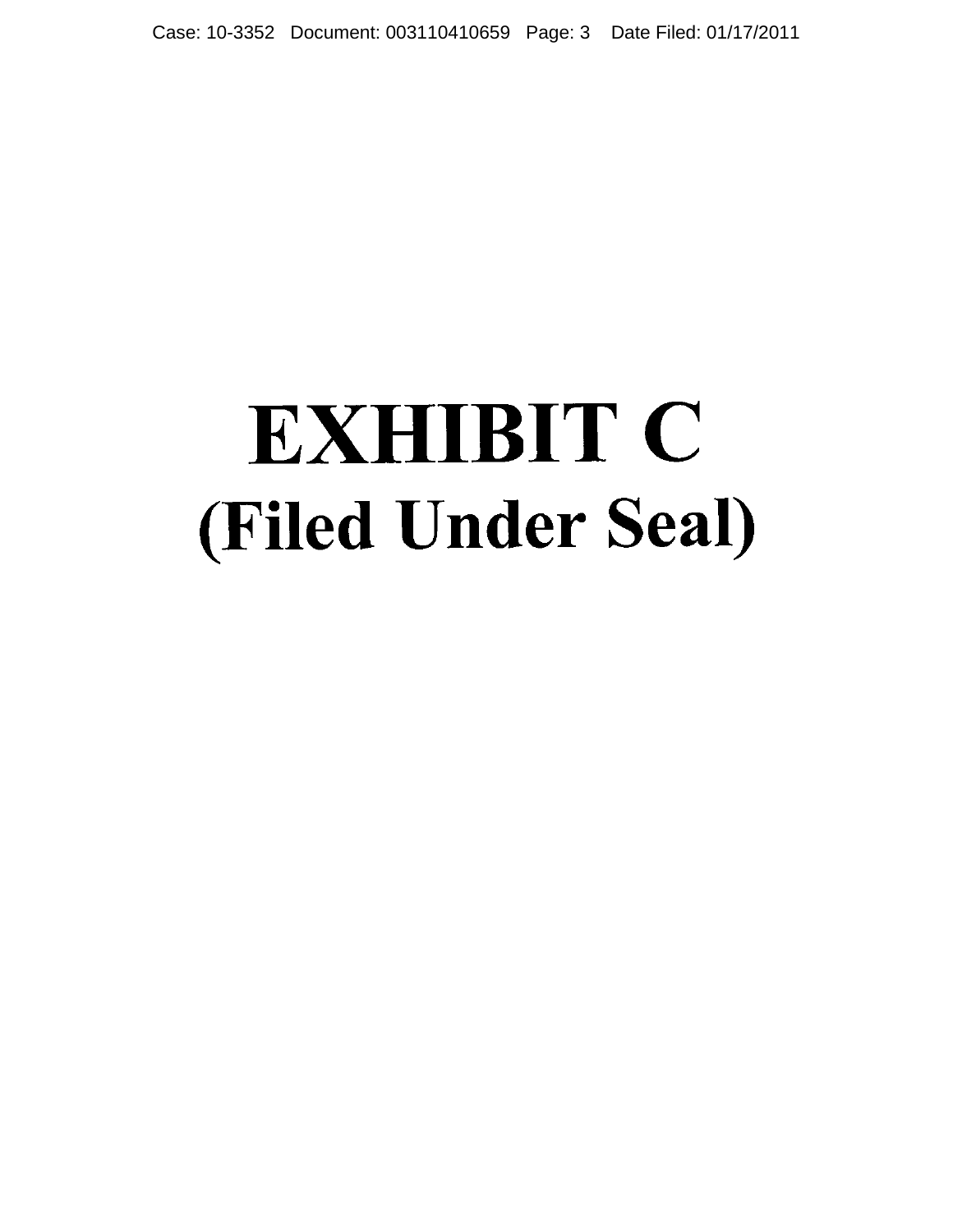# EXHIBIT C
## (Filed Under Seal)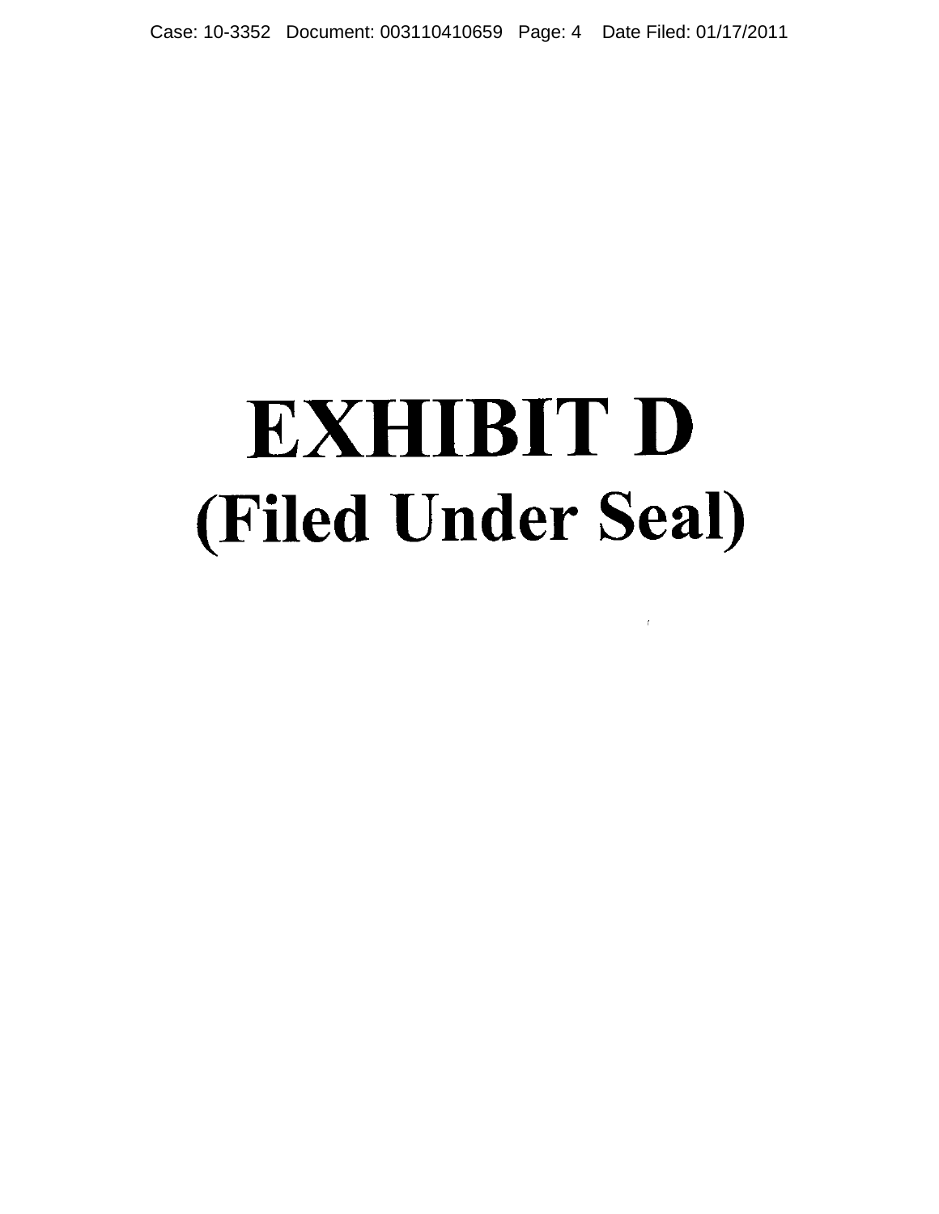# EXHIBIT D
## (Filed Under Seal)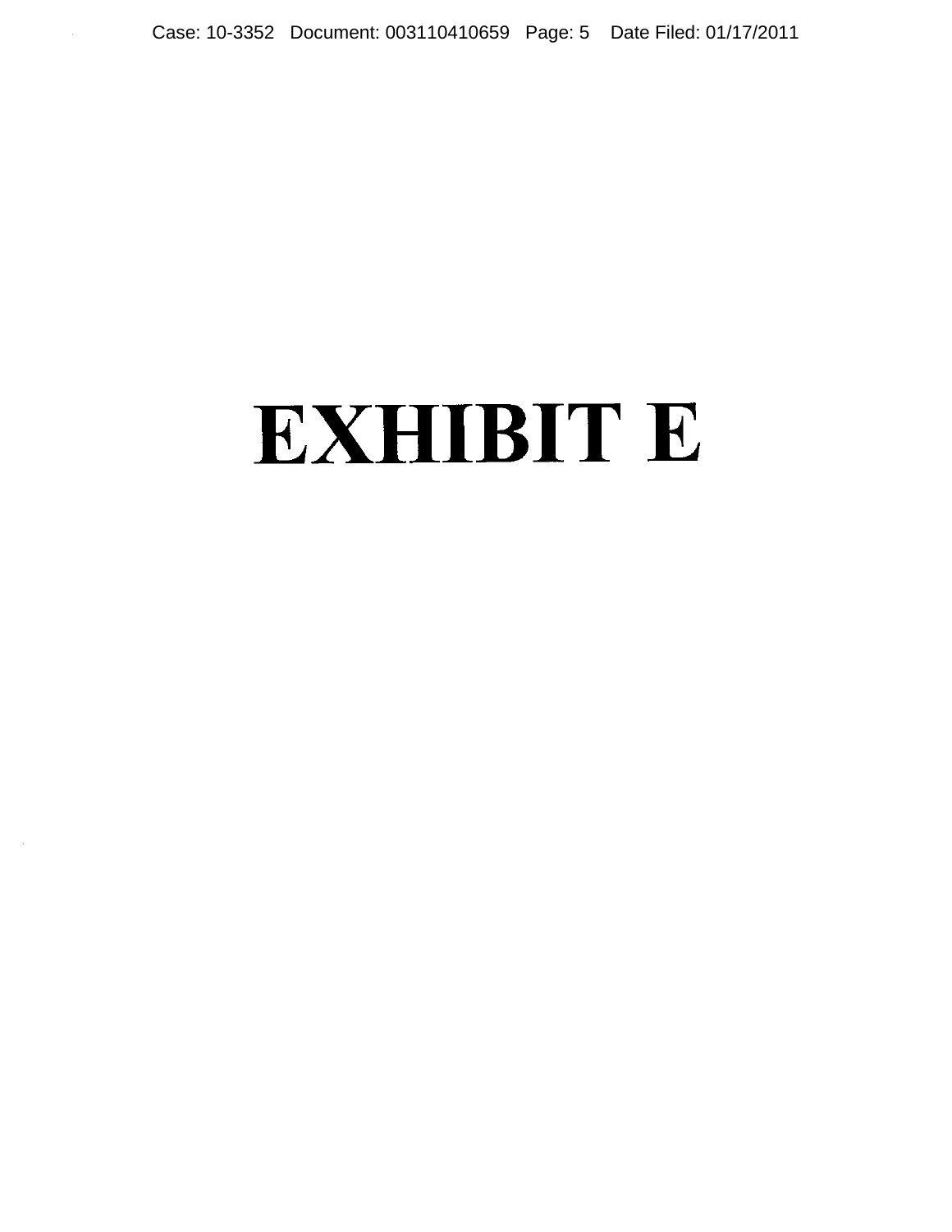# EXHIBIT E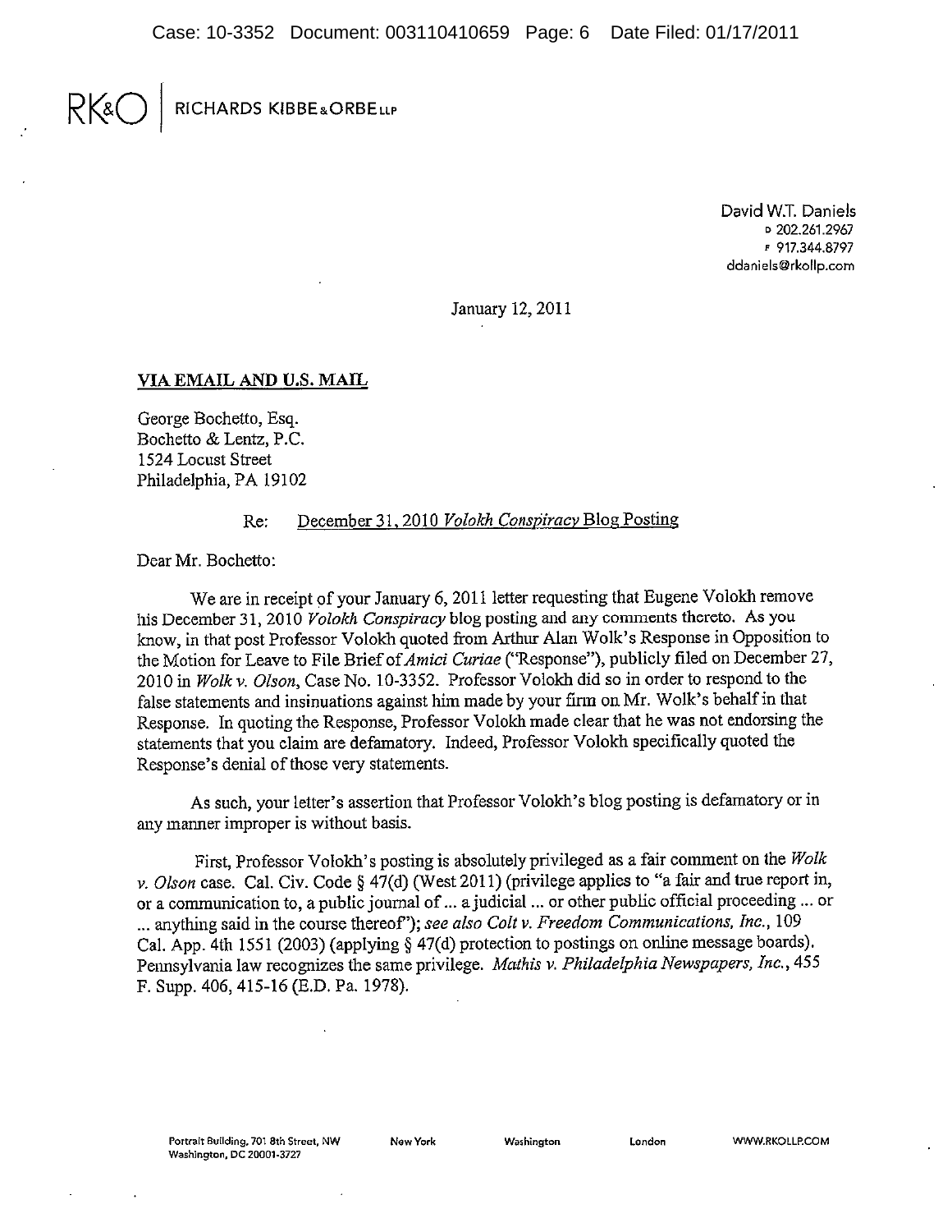RK&O | RICHARDS KIBBE & ORBE LLP

David W.T. Daniels
D 202.261.2967
F 917.344.8797
ddaniels@rkollp.com

January 12, 2011

**VIA EMAIL AND U.S. MAIL**

George Bochetto, Esq.
Bochetto & Lentz, P.C.
1524 Locust Street
Philadelphia, PA 19102

Re: December 31, 2010 *Volokh Conspiracy* Blog Posting

Dear Mr. Bochetto:

We are in receipt of your January 6, 2011 letter requesting that Eugene Volokh remove his December 31, 2010 *Volokh Conspiracy* blog posting and any comments thereto. As you know, in that post Professor Volokh quoted from Arthur Alan Wolk's Response in Opposition to the Motion for Leave to File Brief of *Amici Curiae* ("Response"), publicly filed on December 27, 2010 in *Wolk v. Olson*, Case No. 10-3352. Professor Volokh did so in order to respond to the false statements and insinuations against him made by your firm on Mr. Wolk's behalf in that Response. In quoting the Response, Professor Volokh made clear that he was not endorsing the statements that you claim are defamatory. Indeed, Professor Volokh specifically quoted the Response's denial of those very statements.

As such, your letter's assertion that Professor Volokh's blog posting is defamatory or in any manner improper is without basis.

First, Professor Volokh's posting is absolutely privileged as a fair comment on the *Wolk v. Olson* case. Cal. Civ. Code § 47(d) (West 2011) (privilege applies to "a fair and true report in, or a communication to, a public journal of ... a judicial ... or other public official proceeding ... or ... anything said in the course thereof"); *see also Colt v. Freedom Communications, Inc.*, 109 Cal. App. 4th 1551 (2003) (applying § 47(d) protection to postings on online message boards). Pennsylvania law recognizes the same privilege. *Mathis v. Philadelphia Newspapers, Inc.*, 455 F. Supp. 406, 415-16 (E.D. Pa. 1978).

Portrait Building, 701 8th Street, NW
Washington, DC 20001-3727

New York Washington London WWW.RKOLLP.COM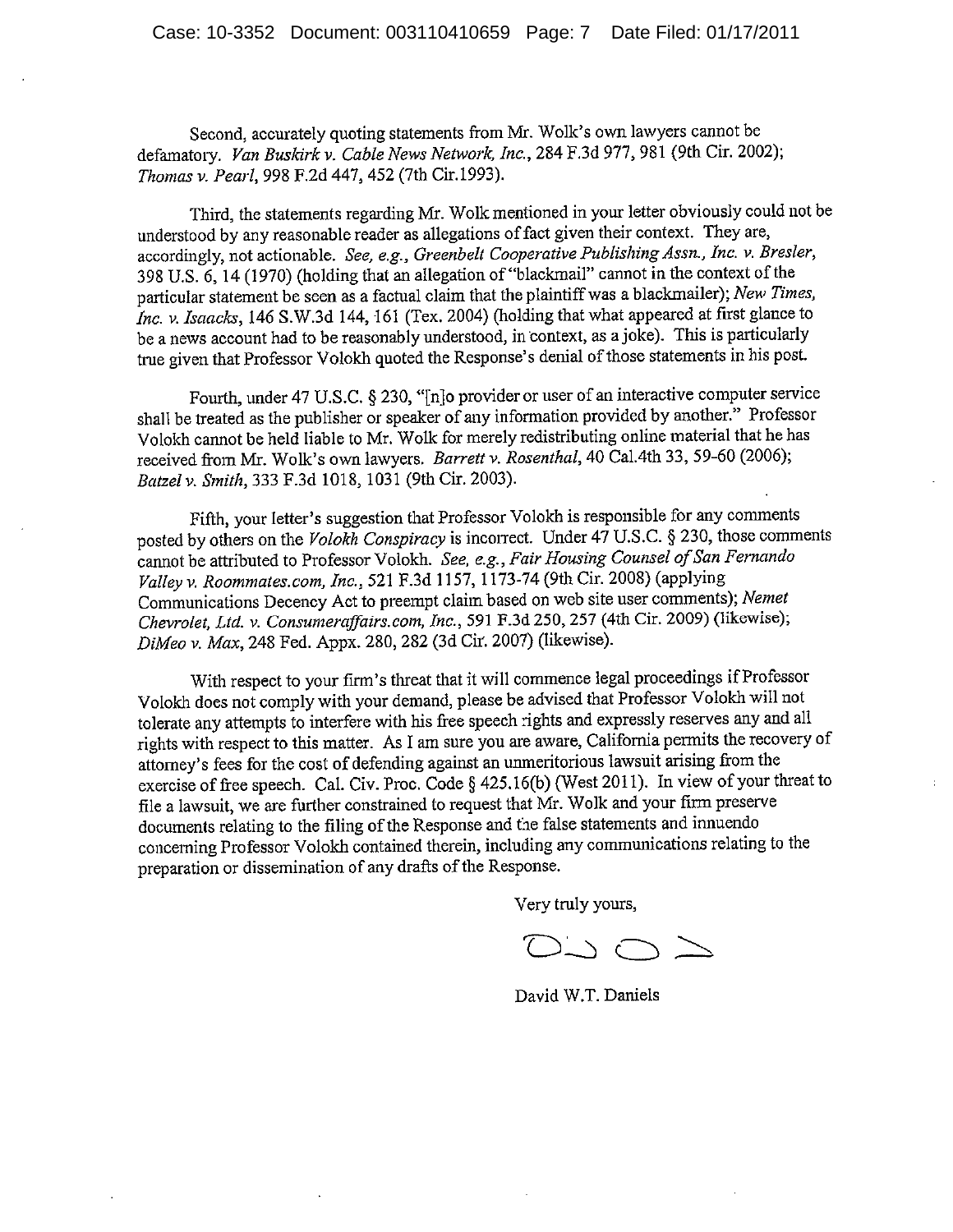Second, accurately quoting statements from Mr. Wolk's own lawyers cannot be defamatory. *Van Buskirk v. Cable News Network, Inc.*, 284 F.3d 977, 981 (9th Cir. 2002); *Thomas v. Pearl*, 998 F.2d 447, 452 (7th Cir.1993).

Third, the statements regarding Mr. Wolk mentioned in your letter obviously could not be understood by any reasonable reader as allegations of fact given their context. They are, accordingly, not actionable. *See, e.g., Greenbelt Cooperative Publishing Assn., Inc. v. Bresler*, 398 U.S. 6, 14 (1970) (holding that an allegation of "blackmail" cannot in the context of the particular statement be seen as a factual claim that the plaintiff was a blackmailer); *New Times, Inc. v. Isaacks*, 146 S.W.3d 144, 161 (Tex. 2004) (holding that what appeared at first glance to be a news account had to be reasonably understood, in context, as a joke). This is particularly true given that Professor Volokh quoted the Response's denial of those statements in his post.

Fourth, under 47 U.S.C. § 230, "[n]o provider or user of an interactive computer service shall be treated as the publisher or speaker of any information provided by another." Professor Volokh cannot be held liable to Mr. Wolk for merely redistributing online material that he has received from Mr. Wolk's own lawyers. *Barrett v. Rosenthal*, 40 Cal.4th 33, 59-60 (2006); *Batzel v. Smith*, 333 F.3d 1018, 1031 (9th Cir. 2003).

Fifth, your letter's suggestion that Professor Volokh is responsible for any comments posted by others on the *Volokh Conspiracy* is incorrect. Under 47 U.S.C. § 230, those comments cannot be attributed to Professor Volokh. *See, e.g., Fair Housing Counsel of San Fernando Valley v. Roommates.com, Inc.*, 521 F.3d 1157, 1173-74 (9th Cir. 2008) (applying Communications Decency Act to preempt claim based on web site user comments); *Nemet Chevrolet, Ltd. v. Consumeraffairs.com, Inc.*, 591 F.3d 250, 257 (4th Cir. 2009) (likewise); *DiMeo v. Max*, 248 Fed. Appx. 280, 282 (3d Cir. 2007) (likewise).

With respect to your firm's threat that it will commence legal proceedings if Professor Volokh does not comply with your demand, please be advised that Professor Volokh will not tolerate any attempts to interfere with his free speech rights and expressly reserves any and all rights with respect to this matter. As I am sure you are aware, California permits the recovery of attorney's fees for the cost of defending against an unmeritorious lawsuit arising from the exercise of free speech. Cal. Civ. Proc. Code § 425.16(b) (West 2011). In view of your threat to file a lawsuit, we are further constrained to request that Mr. Wolk and your firm preserve documents relating to the filing of the Response and the false statements and innuendo concerning Professor Volokh contained therein, including any communications relating to the preparation or dissemination of any drafts of the Response.

Very truly yours,

David W.T. Daniels